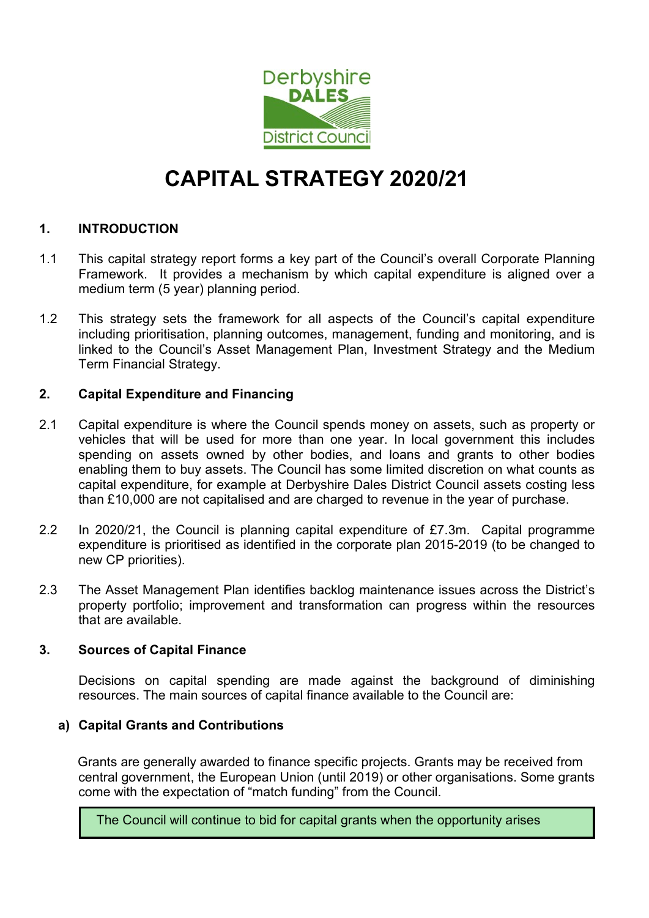# CAPITAL STRATEGY 2020/21

## 1. INTRODUCTION

1.1 This capital strategy report forms a key part of the Council's overall Corporate Planning Framework. It provides a mechanism by which capital expenditure is aligned over a medium term (5 year) planning period.

1.2 This strategy sets the framework for all aspects of the Council's capital expenditure including prioritisation, planning outcomes, management, funding and monitoring, and is linked to the Council's Asset Management Plan, Investment Strategy and the Medium Term Financial Strategy.

## 2. Capital Expenditure and Financing

2.1 Capital expenditure is where the Council spends money on assets, such as property or vehicles that will be used for more than one year. In local government this includes spending on assets owned by other bodies, and loans and grants to other bodies enabling them to buy assets. The Council has some limited discretion on what counts as capital expenditure, for example at Derbyshire Dales District Council assets costing less than £10,000 are not capitalised and are charged to revenue in the year of purchase.

2.2 In 2020/21, the Council is planning capital expenditure of £7.3m. Capital programme expenditure is prioritised as identified in the corporate plan 2015-2019 (to be changed to new CP priorities).

2.3 The Asset Management Plan identifies backlog maintenance issues across the District's property portfolio; improvement and transformation can progress within the resources that are available.

## 3. Sources of Capital Finance

Decisions on capital spending are made against the background of diminishing resources. The main sources of capital finance available to the Council are:

### a) Capital Grants and Contributions

Grants are generally awarded to finance specific projects. Grants may be received from central government, the European Union (until 2019) or other organisations. Some grants come with the expectation of "match funding" from the Council.

> The Council will continue to bid for capital grants when the opportunity arises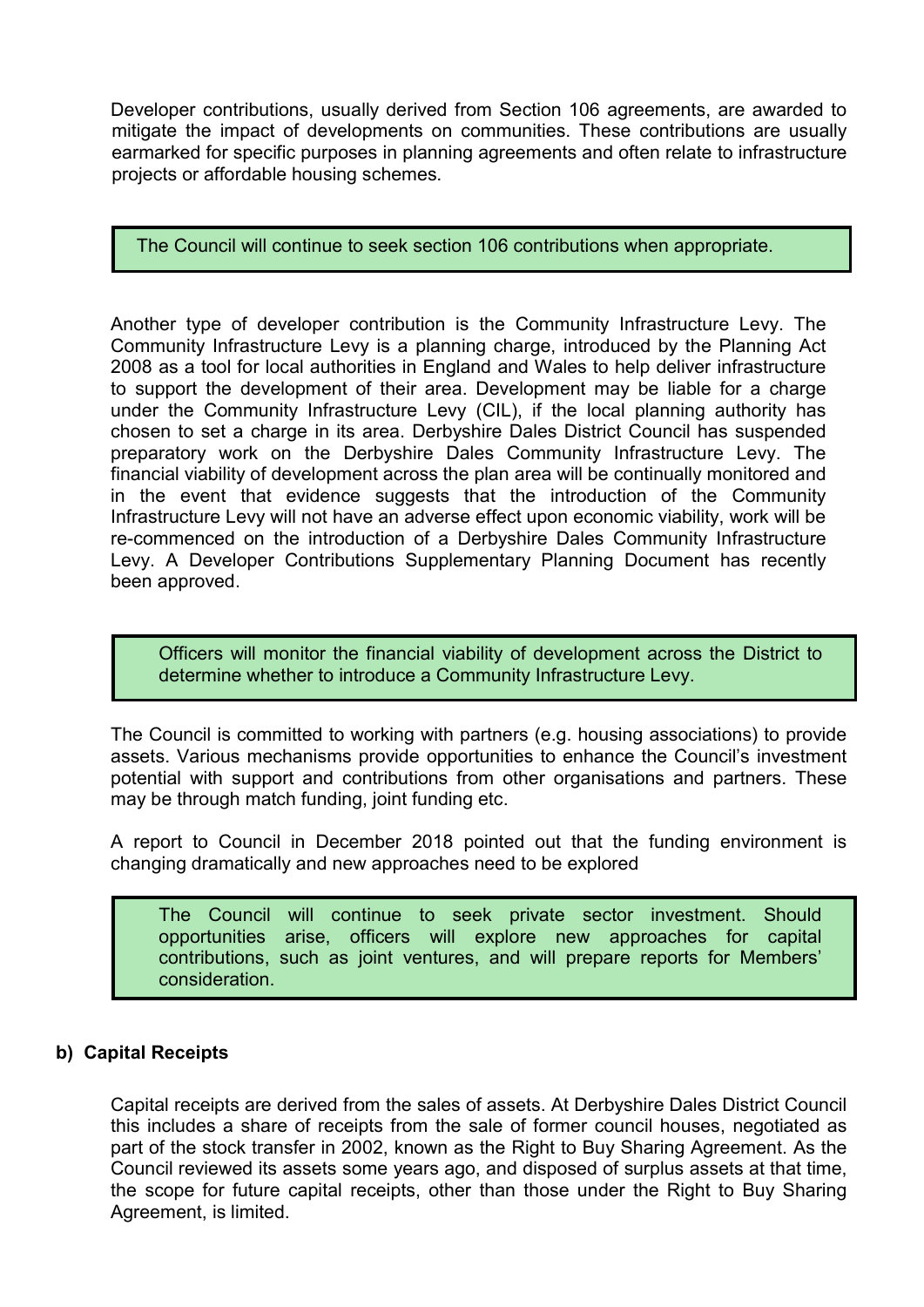Developer contributions, usually derived from Section 106 agreements, are awarded to mitigate the impact of developments on communities. These contributions are usually earmarked for specific purposes in planning agreements and often relate to infrastructure projects or affordable housing schemes.

> The Council will continue to seek section 106 contributions when appropriate.

Another type of developer contribution is the Community Infrastructure Levy. The Community Infrastructure Levy is a planning charge, introduced by the Planning Act 2008 as a tool for local authorities in England and Wales to help deliver infrastructure to support the development of their area. Development may be liable for a charge under the Community Infrastructure Levy (CIL), if the local planning authority has chosen to set a charge in its area. Derbyshire Dales District Council has suspended preparatory work on the Derbyshire Dales Community Infrastructure Levy. The financial viability of development across the plan area will be continually monitored and in the event that evidence suggests that the introduction of the Community Infrastructure Levy will not have an adverse effect upon economic viability, work will be re-commenced on the introduction of a Derbyshire Dales Community Infrastructure Levy. A Developer Contributions Supplementary Planning Document has recently been approved.

> Officers will monitor the financial viability of development across the District to determine whether to introduce a Community Infrastructure Levy.

The Council is committed to working with partners (e.g. housing associations) to provide assets. Various mechanisms provide opportunities to enhance the Council's investment potential with support and contributions from other organisations and partners. These may be through match funding, joint funding etc.

A report to Council in December 2018 pointed out that the funding environment is changing dramatically and new approaches need to be explored

> The Council will continue to seek private sector investment. Should opportunities arise, officers will explore new approaches for capital contributions, such as joint ventures, and will prepare reports for Members' consideration.

### b) Capital Receipts

Capital receipts are derived from the sales of assets. At Derbyshire Dales District Council this includes a share of receipts from the sale of former council houses, negotiated as part of the stock transfer in 2002, known as the Right to Buy Sharing Agreement. As the Council reviewed its assets some years ago, and disposed of surplus assets at that time, the scope for future capital receipts, other than those under the Right to Buy Sharing Agreement, is limited.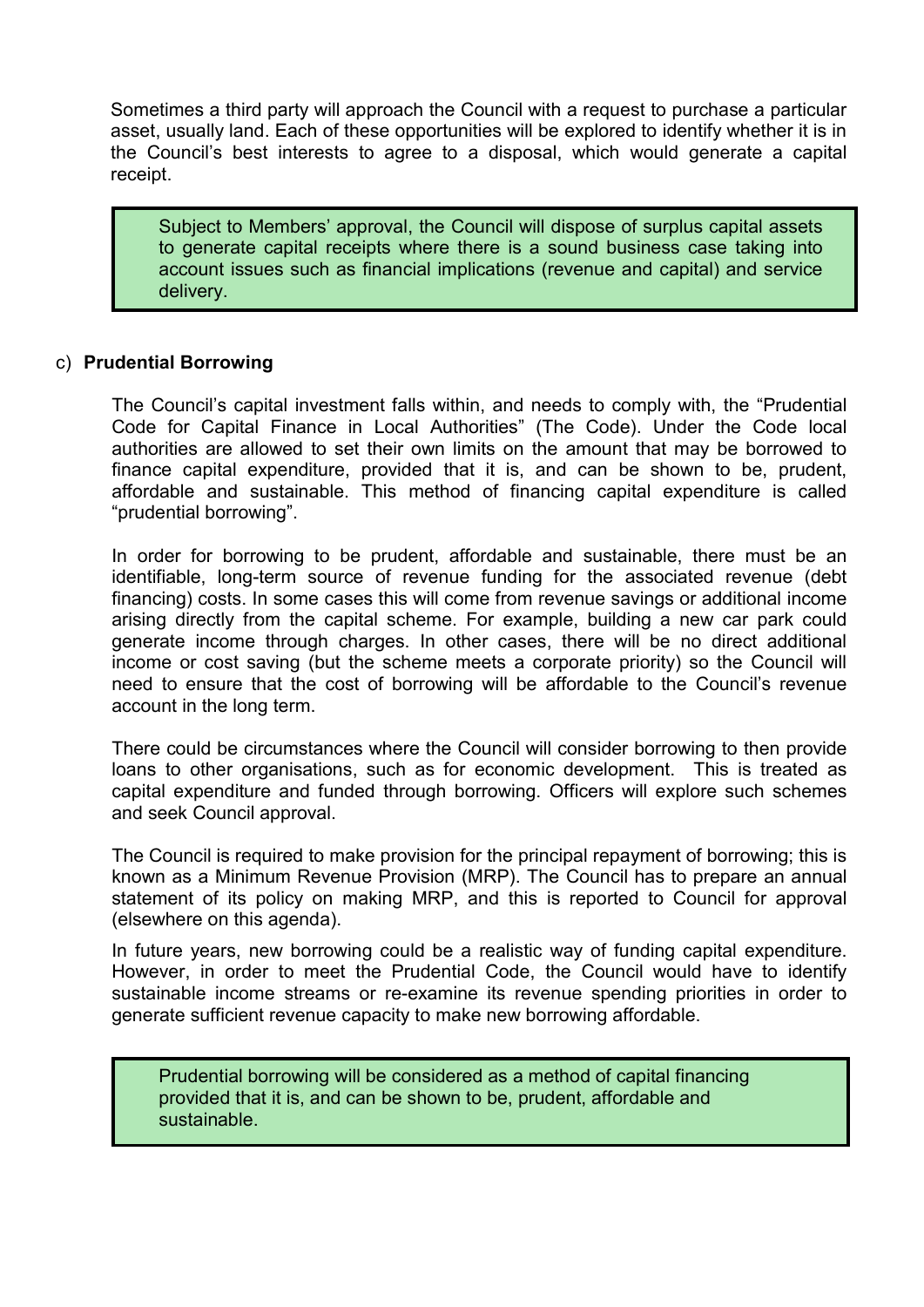Sometimes a third party will approach the Council with a request to purchase a particular asset, usually land. Each of these opportunities will be explored to identify whether it is in the Council's best interests to agree to a disposal, which would generate a capital receipt.

> Subject to Members' approval, the Council will dispose of surplus capital assets to generate capital receipts where there is a sound business case taking into account issues such as financial implications (revenue and capital) and service delivery.

c) **Prudential Borrowing**

The Council's capital investment falls within, and needs to comply with, the "Prudential Code for Capital Finance in Local Authorities" (The Code). Under the Code local authorities are allowed to set their own limits on the amount that may be borrowed to finance capital expenditure, provided that it is, and can be shown to be, prudent, affordable and sustainable. This method of financing capital expenditure is called "prudential borrowing".

In order for borrowing to be prudent, affordable and sustainable, there must be an identifiable, long-term source of revenue funding for the associated revenue (debt financing) costs. In some cases this will come from revenue savings or additional income arising directly from the capital scheme. For example, building a new car park could generate income through charges. In other cases, there will be no direct additional income or cost saving (but the scheme meets a corporate priority) so the Council will need to ensure that the cost of borrowing will be affordable to the Council's revenue account in the long term.

There could be circumstances where the Council will consider borrowing to then provide loans to other organisations, such as for economic development. This is treated as capital expenditure and funded through borrowing. Officers will explore such schemes and seek Council approval.

The Council is required to make provision for the principal repayment of borrowing; this is known as a Minimum Revenue Provision (MRP). The Council has to prepare an annual statement of its policy on making MRP, and this is reported to Council for approval (elsewhere on this agenda).

In future years, new borrowing could be a realistic way of funding capital expenditure. However, in order to meet the Prudential Code, the Council would have to identify sustainable income streams or re-examine its revenue spending priorities in order to generate sufficient revenue capacity to make new borrowing affordable.

> Prudential borrowing will be considered as a method of capital financing provided that it is, and can be shown to be, prudent, affordable and sustainable.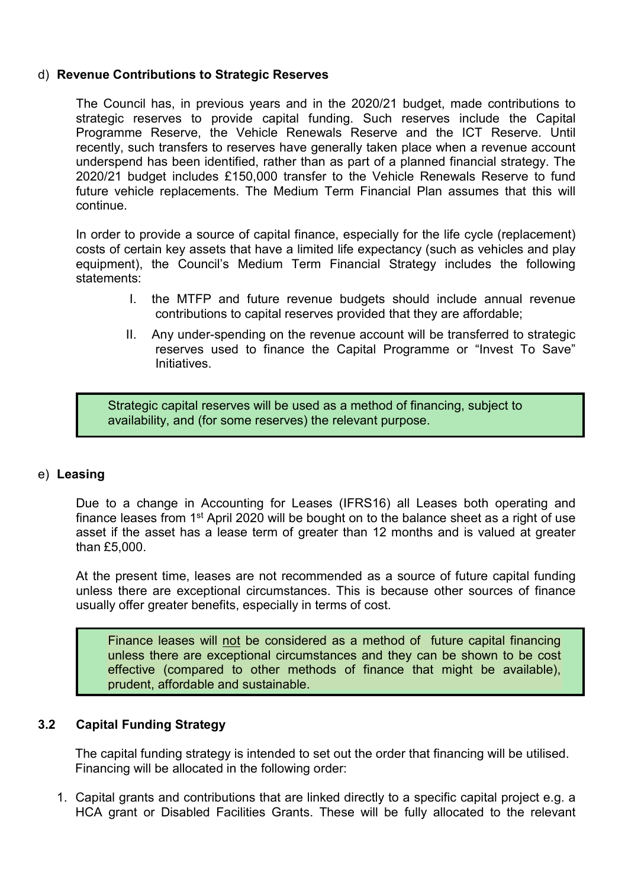d) **Revenue Contributions to Strategic Reserves**

The Council has, in previous years and in the 2020/21 budget, made contributions to strategic reserves to provide capital funding. Such reserves include the Capital Programme Reserve, the Vehicle Renewals Reserve and the ICT Reserve. Until recently, such transfers to reserves have generally taken place when a revenue account underspend has been identified, rather than as part of a planned financial strategy. The 2020/21 budget includes £150,000 transfer to the Vehicle Renewals Reserve to fund future vehicle replacements. The Medium Term Financial Plan assumes that this will continue.

In order to provide a source of capital finance, especially for the life cycle (replacement) costs of certain key assets that have a limited life expectancy (such as vehicles and play equipment), the Council's Medium Term Financial Strategy includes the following statements:

I. the MTFP and future revenue budgets should include annual revenue contributions to capital reserves provided that they are affordable;

II. Any under-spending on the revenue account will be transferred to strategic reserves used to finance the Capital Programme or "Invest To Save" Initiatives.

> Strategic capital reserves will be used as a method of financing, subject to availability, and (for some reserves) the relevant purpose.

e) **Leasing**

Due to a change in Accounting for Leases (IFRS16) all Leases both operating and finance leases from 1st April 2020 will be bought on to the balance sheet as a right of use asset if the asset has a lease term of greater than 12 months and is valued at greater than £5,000.

At the present time, leases are not recommended as a source of future capital funding unless there are exceptional circumstances. This is because other sources of finance usually offer greater benefits, especially in terms of cost.

> Finance leases will not be considered as a method of future capital financing unless there are exceptional circumstances and they can be shown to be cost effective (compared to other methods of finance that might be available), prudent, affordable and sustainable.

### 3.2 Capital Funding Strategy

The capital funding strategy is intended to set out the order that financing will be utilised. Financing will be allocated in the following order:

1. Capital grants and contributions that are linked directly to a specific capital project e.g. a HCA grant or Disabled Facilities Grants. These will be fully allocated to the relevant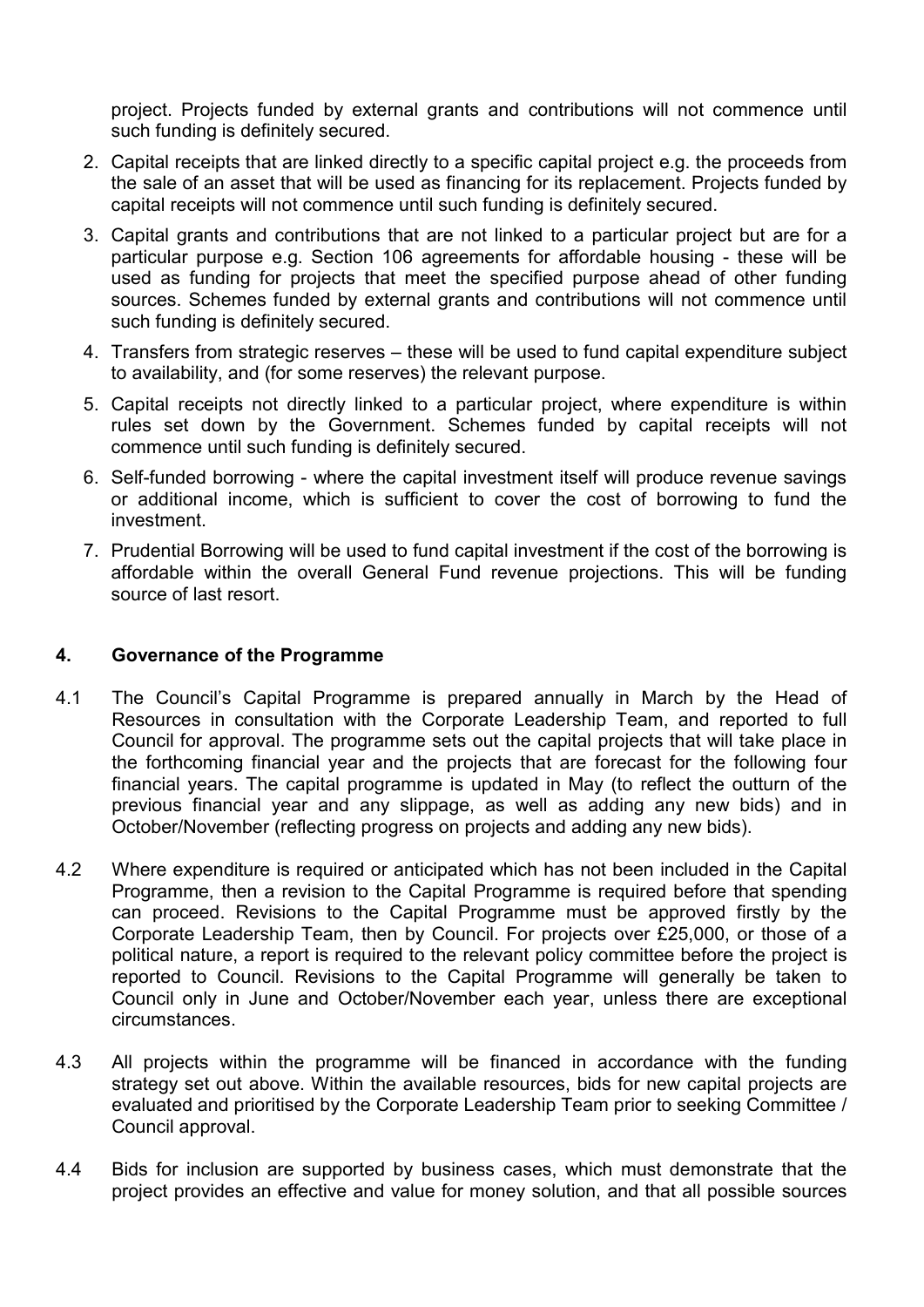project. Projects funded by external grants and contributions will not commence until such funding is definitely secured.

2. Capital receipts that are linked directly to a specific capital project e.g. the proceeds from the sale of an asset that will be used as financing for its replacement. Projects funded by capital receipts will not commence until such funding is definitely secured.
3. Capital grants and contributions that are not linked to a particular project but are for a particular purpose e.g. Section 106 agreements for affordable housing - these will be used as funding for projects that meet the specified purpose ahead of other funding sources. Schemes funded by external grants and contributions will not commence until such funding is definitely secured.
4. Transfers from strategic reserves – these will be used to fund capital expenditure subject to availability, and (for some reserves) the relevant purpose.
5. Capital receipts not directly linked to a particular project, where expenditure is within rules set down by the Government. Schemes funded by capital receipts will not commence until such funding is definitely secured.
6. Self-funded borrowing - where the capital investment itself will produce revenue savings or additional income, which is sufficient to cover the cost of borrowing to fund the investment.
7. Prudential Borrowing will be used to fund capital investment if the cost of the borrowing is affordable within the overall General Fund revenue projections. This will be funding source of last resort.

## 4. Governance of the Programme

4.1 The Council's Capital Programme is prepared annually in March by the Head of Resources in consultation with the Corporate Leadership Team, and reported to full Council for approval. The programme sets out the capital projects that will take place in the forthcoming financial year and the projects that are forecast for the following four financial years. The capital programme is updated in May (to reflect the outturn of the previous financial year and any slippage, as well as adding any new bids) and in October/November (reflecting progress on projects and adding any new bids).

4.2 Where expenditure is required or anticipated which has not been included in the Capital Programme, then a revision to the Capital Programme is required before that spending can proceed. Revisions to the Capital Programme must be approved firstly by the Corporate Leadership Team, then by Council. For projects over £25,000, or those of a political nature, a report is required to the relevant policy committee before the project is reported to Council. Revisions to the Capital Programme will generally be taken to Council only in June and October/November each year, unless there are exceptional circumstances.

4.3 All projects within the programme will be financed in accordance with the funding strategy set out above. Within the available resources, bids for new capital projects are evaluated and prioritised by the Corporate Leadership Team prior to seeking Committee / Council approval.

4.4 Bids for inclusion are supported by business cases, which must demonstrate that the project provides an effective and value for money solution, and that all possible sources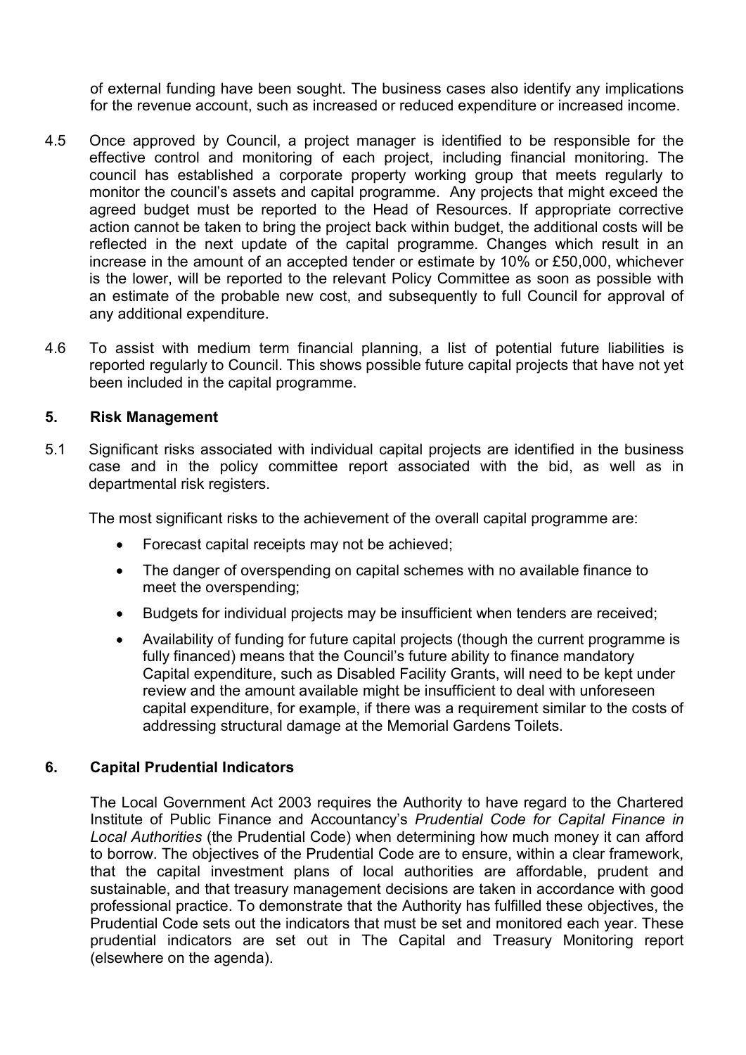of external funding have been sought. The business cases also identify any implications for the revenue account, such as increased or reduced expenditure or increased income.

4.5 Once approved by Council, a project manager is identified to be responsible for the effective control and monitoring of each project, including financial monitoring. The council has established a corporate property working group that meets regularly to monitor the council's assets and capital programme. Any projects that might exceed the agreed budget must be reported to the Head of Resources. If appropriate corrective action cannot be taken to bring the project back within budget, the additional costs will be reflected in the next update of the capital programme. Changes which result in an increase in the amount of an accepted tender or estimate by 10% or £50,000, whichever is the lower, will be reported to the relevant Policy Committee as soon as possible with an estimate of the probable new cost, and subsequently to full Council for approval of any additional expenditure.

4.6 To assist with medium term financial planning, a list of potential future liabilities is reported regularly to Council. This shows possible future capital projects that have not yet been included in the capital programme.

## 5. Risk Management

5.1 Significant risks associated with individual capital projects are identified in the business case and in the policy committee report associated with the bid, as well as in departmental risk registers.

The most significant risks to the achievement of the overall capital programme are:

- Forecast capital receipts may not be achieved;
- The danger of overspending on capital schemes with no available finance to meet the overspending;
- Budgets for individual projects may be insufficient when tenders are received;
- Availability of funding for future capital projects (though the current programme is fully financed) means that the Council's future ability to finance mandatory Capital expenditure, such as Disabled Facility Grants, will need to be kept under review and the amount available might be insufficient to deal with unforeseen capital expenditure, for example, if there was a requirement similar to the costs of addressing structural damage at the Memorial Gardens Toilets.

## 6. Capital Prudential Indicators

The Local Government Act 2003 requires the Authority to have regard to the Chartered Institute of Public Finance and Accountancy's *Prudential Code for Capital Finance in Local Authorities* (the Prudential Code) when determining how much money it can afford to borrow. The objectives of the Prudential Code are to ensure, within a clear framework, that the capital investment plans of local authorities are affordable, prudent and sustainable, and that treasury management decisions are taken in accordance with good professional practice. To demonstrate that the Authority has fulfilled these objectives, the Prudential Code sets out the indicators that must be set and monitored each year. These prudential indicators are set out in The Capital and Treasury Monitoring report (elsewhere on the agenda).